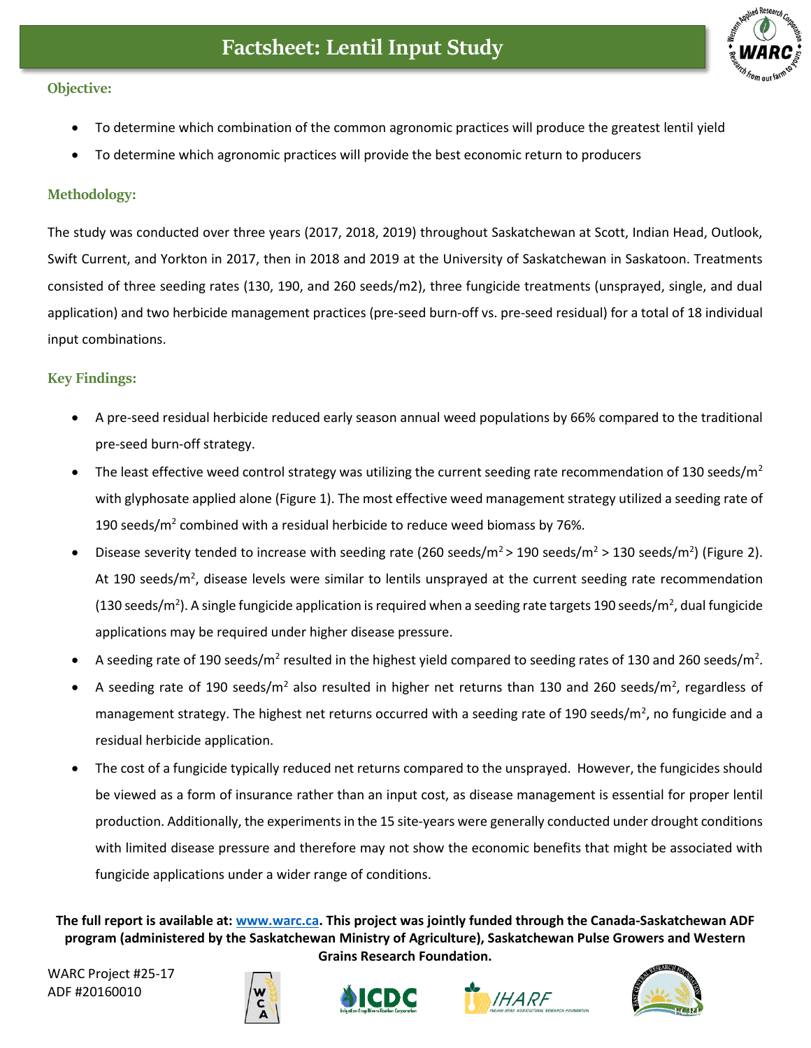# Factsheet: Lentil Input Study

## Objective:

- To determine which combination of the common agronomic practices will produce the greatest lentil yield
- To determine which agronomic practices will provide the best economic return to producers

## Methodology:

The study was conducted over three years (2017, 2018, 2019) throughout Saskatchewan at Scott, Indian Head, Outlook, Swift Current, and Yorkton in 2017, then in 2018 and 2019 at the University of Saskatchewan in Saskatoon. Treatments consisted of three seeding rates (130, 190, and 260 seeds/m2), three fungicide treatments (unsprayed, single, and dual application) and two herbicide management practices (pre-seed burn-off vs. pre-seed residual) for a total of 18 individual input combinations.

## Key Findings:

- A pre-seed residual herbicide reduced early season annual weed populations by 66% compared to the traditional pre-seed burn-off strategy.
- The least effective weed control strategy was utilizing the current seeding rate recommendation of 130 seeds/$m^2$ with glyphosate applied alone (Figure 1). The most effective weed management strategy utilized a seeding rate of 190 seeds/$m^2$ combined with a residual herbicide to reduce weed biomass by 76%.
- Disease severity tended to increase with seeding rate (260 seeds/$m^2$ > 190 seeds/$m^2$ > 130 seeds/$m^2$) (Figure 2). At 190 seeds/$m^2$, disease levels were similar to lentils unsprayed at the current seeding rate recommendation (130 seeds/$m^2$). A single fungicide application is required when a seeding rate targets 190 seeds/$m^2$, dual fungicide applications may be required under higher disease pressure.
- A seeding rate of 190 seeds/$m^2$ resulted in the highest yield compared to seeding rates of 130 and 260 seeds/$m^2$.
- A seeding rate of 190 seeds/$m^2$ also resulted in higher net returns than 130 and 260 seeds/$m^2$, regardless of management strategy. The highest net returns occurred with a seeding rate of 190 seeds/$m^2$, no fungicide and a residual herbicide application.
- The cost of a fungicide typically reduced net returns compared to the unsprayed. However, the fungicides should be viewed as a form of insurance rather than an input cost, as disease management is essential for proper lentil production. Additionally, the experiments in the 15 site-years were generally conducted under drought conditions with limited disease pressure and therefore may not show the economic benefits that might be associated with fungicide applications under a wider range of conditions.

**The full report is available at: www.warc.ca. This project was jointly funded through the Canada-Saskatchewan ADF program (administered by the Saskatchewan Ministry of Agriculture), Saskatchewan Pulse Growers and Western Grains Research Foundation.**

WARC Project #25-17
ADF #20160010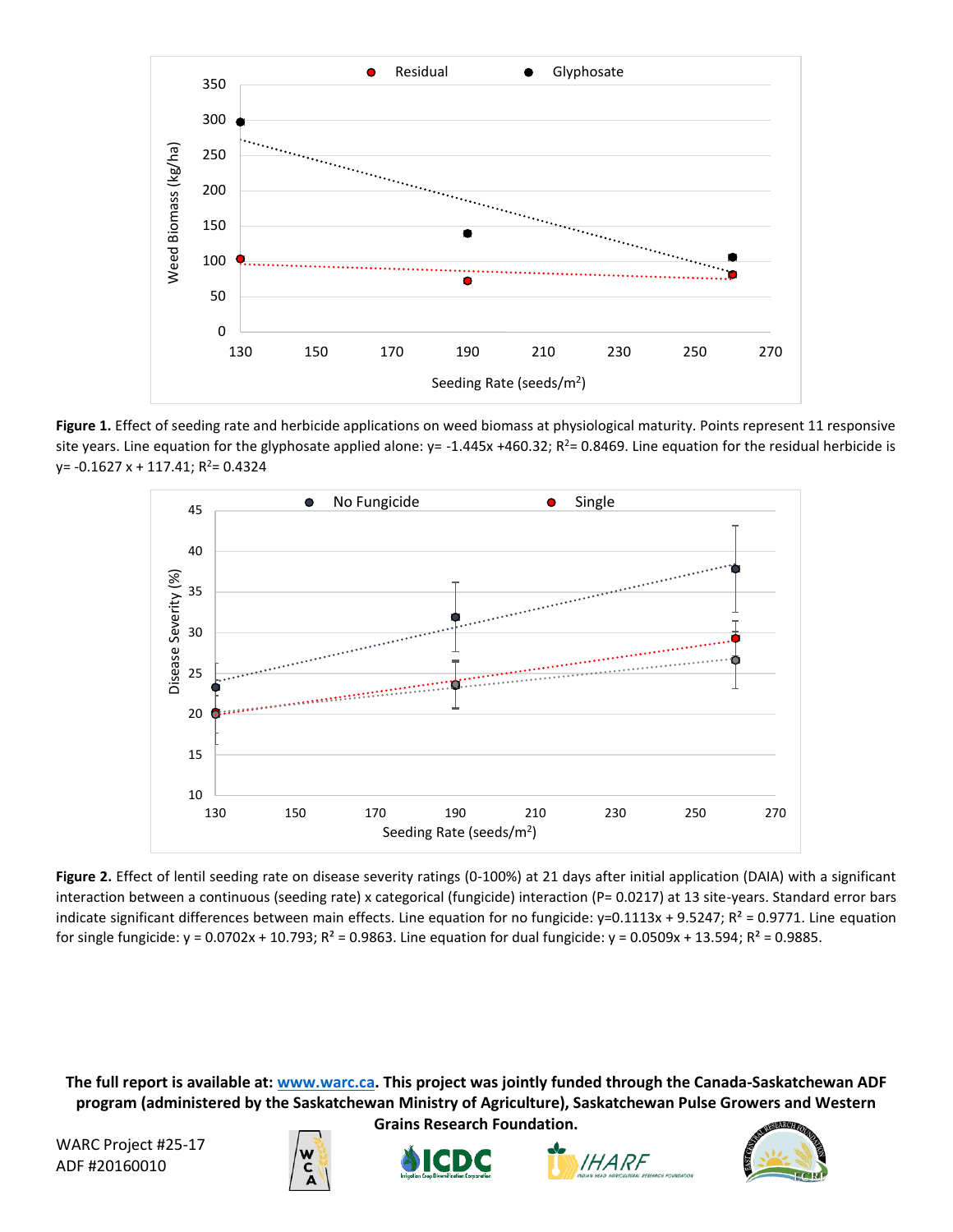Residual
Glyphosate

350
300
250
200
150
100
50
0

Weed Biomass (kg/ha)

130 150 170 190 210 230 250 270

Seeding Rate (seeds/m$^2$)

**Figure 1.** Effect of seeding rate and herbicide applications on weed biomass at physiological maturity. Points represent 11 responsive site years. Line equation for the glyphosate applied alone: y= -1.445x +460.32; $R^2$= 0.8469. Line equation for the residual herbicide is y= -0.1627 x + 117.41; $R^2$= 0.4324

No Fungicide
Single

45
40
35
30
25
20
15
10

Disease Severity (%)

130 150 170 190 210 230 250 270

Seeding Rate (seeds/m$^2$)

**Figure 2.** Effect of lentil seeding rate on disease severity ratings (0-100%) at 21 days after initial application (DAIA) with a significant interaction between a continuous (seeding rate) x categorical (fungicide) interaction (P= 0.0217) at 13 site-years. Standard error bars indicate significant differences between main effects. Line equation for no fungicide: y=0.1113x + 9.5247; $R^2$ = 0.9771. Line equation for single fungicide: y = 0.0702x + 10.793; $R^2$ = 0.9863. Line equation for dual fungicide: y = 0.0509x + 13.594; $R^2$ = 0.9885.

**The full report is available at: [www.warc.ca](http://www.warc.ca). This project was jointly funded through the Canada-Saskatchewan ADF program (administered by the Saskatchewan Ministry of Agriculture), Saskatchewan Pulse Growers and Western Grains Research Foundation.**

WARC Project #25-17
ADF #20160010